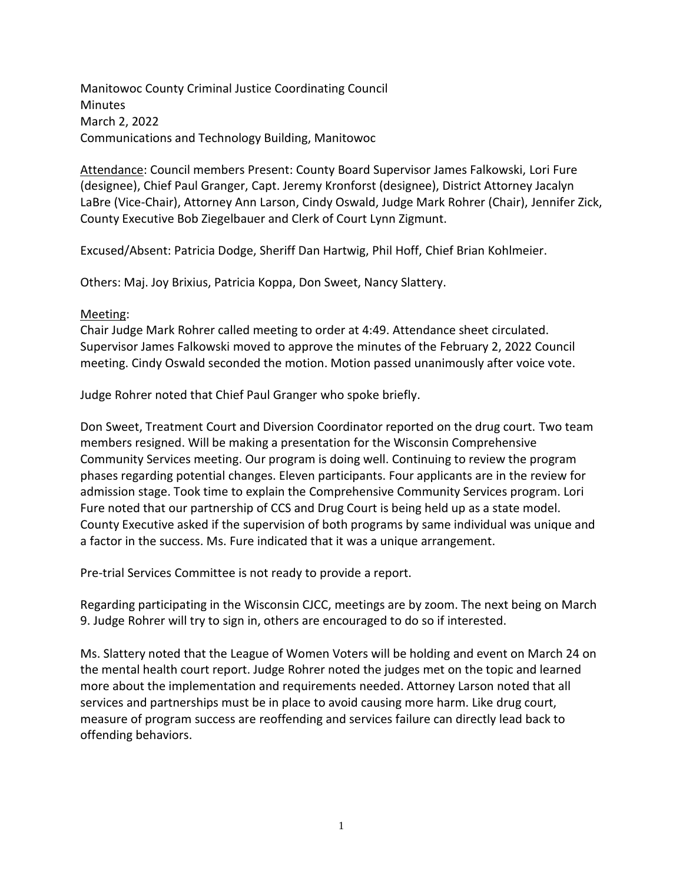Manitowoc County Criminal Justice Coordinating Council
Minutes
March 2, 2022
Communications and Technology Building, Manitowoc

<u>Attendance</u>: Council members Present: County Board Supervisor James Falkowski, Lori Fure (designee), Chief Paul Granger, Capt. Jeremy Kronforst (designee), District Attorney Jacalyn LaBre (Vice-Chair), Attorney Ann Larson, Cindy Oswald, Judge Mark Rohrer (Chair), Jennifer Zick, County Executive Bob Ziegelbauer and Clerk of Court Lynn Zigmunt.

Excused/Absent: Patricia Dodge, Sheriff Dan Hartwig, Phil Hoff, Chief Brian Kohlmeier.

Others: Maj. Joy Brixius, Patricia Koppa, Don Sweet, Nancy Slattery.

<u>Meeting</u>:
Chair Judge Mark Rohrer called meeting to order at 4:49. Attendance sheet circulated. Supervisor James Falkowski moved to approve the minutes of the February 2, 2022 Council meeting. Cindy Oswald seconded the motion. Motion passed unanimously after voice vote.

Judge Rohrer noted that Chief Paul Granger who spoke briefly.

Don Sweet, Treatment Court and Diversion Coordinator reported on the drug court. Two team members resigned. Will be making a presentation for the Wisconsin Comprehensive Community Services meeting. Our program is doing well. Continuing to review the program phases regarding potential changes. Eleven participants. Four applicants are in the review for admission stage. Took time to explain the Comprehensive Community Services program. Lori Fure noted that our partnership of CCS and Drug Court is being held up as a state model. County Executive asked if the supervision of both programs by same individual was unique and a factor in the success. Ms. Fure indicated that it was a unique arrangement.

Pre-trial Services Committee is not ready to provide a report.

Regarding participating in the Wisconsin CJCC, meetings are by zoom. The next being on March 9. Judge Rohrer will try to sign in, others are encouraged to do so if interested.

Ms. Slattery noted that the League of Women Voters will be holding and event on March 24 on the mental health court report. Judge Rohrer noted the judges met on the topic and learned more about the implementation and requirements needed. Attorney Larson noted that all services and partnerships must be in place to avoid causing more harm. Like drug court, measure of program success are reoffending and services failure can directly lead back to offending behaviors.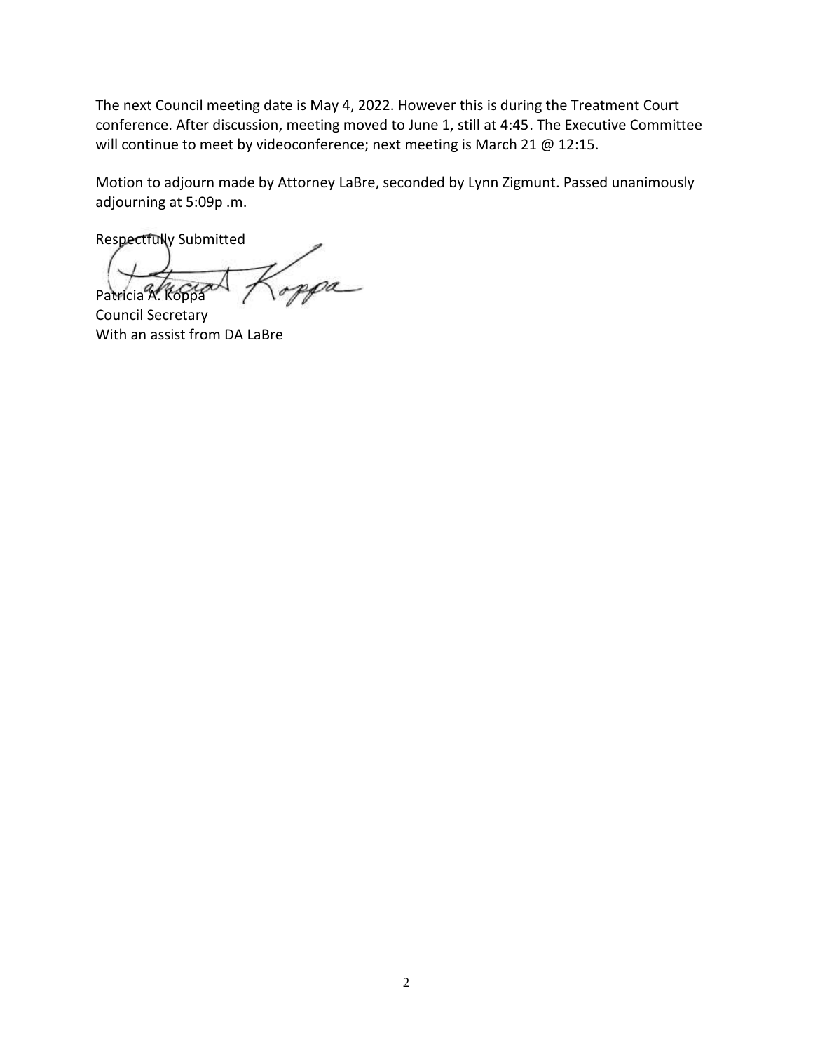The next Council meeting date is May 4, 2022. However this is during the Treatment Court conference. After discussion, meeting moved to June 1, still at 4:45. The Executive Committee will continue to meet by videoconference; next meeting is March 21 @ 12:15.

Motion to adjourn made by Attorney LaBre, seconded by Lynn Zigmunt. Passed unanimously adjourning at 5:09p .m.

Respectfully Submitted

Patricia A. Koppa
Council Secretary
With an assist from DA LaBre